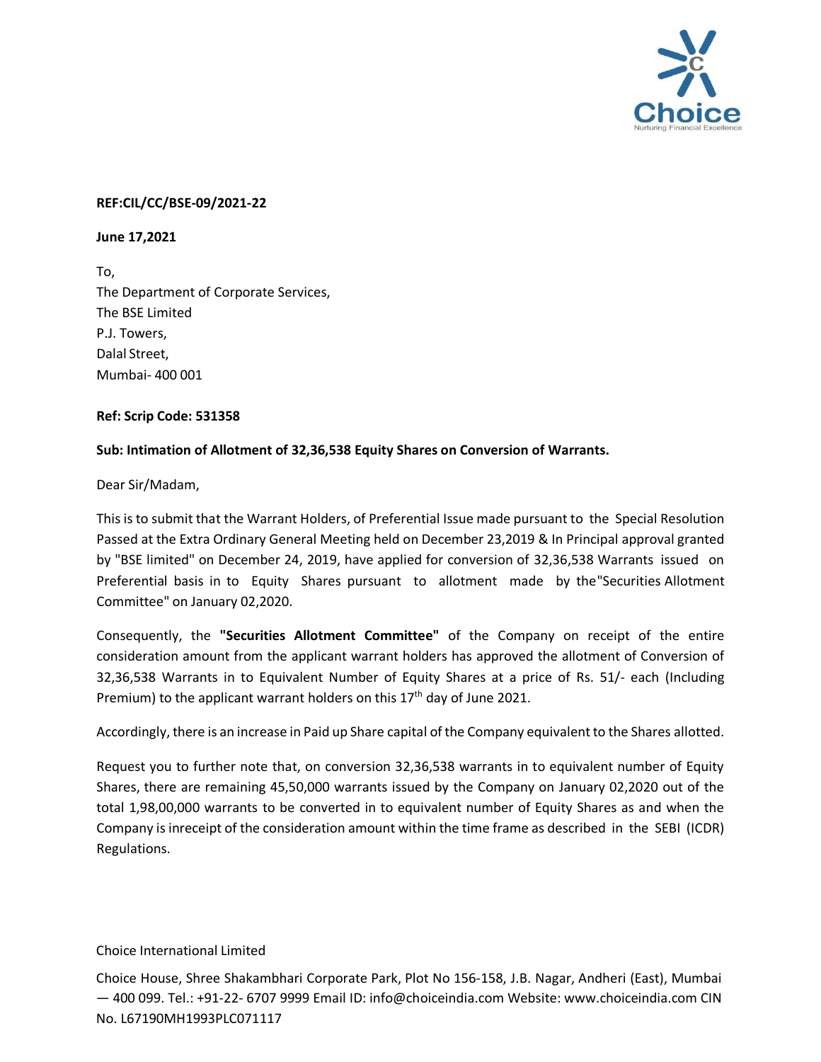**REF:CIL/CC/BSE-09/2021-22**

**June 17,2021**

To,
The Department of Corporate Services,
The BSE Limited
P.J. Towers,
Dalal Street,
Mumbai- 400 001

**Ref: Scrip Code: 531358**

**Sub: Intimation of Allotment of 32,36,538 Equity Shares on Conversion of Warrants.**

Dear Sir/Madam,

This is to submit that the Warrant Holders, of Preferential Issue made pursuant to the Special Resolution Passed at the Extra Ordinary General Meeting held on December 23,2019 & In Principal approval granted by "BSE limited" on December 24, 2019, have applied for conversion of 32,36,538 Warrants issued on Preferential basis in to Equity Shares pursuant to allotment made by the"Securities Allotment Committee" on January 02,2020.

Consequently, the **"Securities Allotment Committee"** of the Company on receipt of the entire consideration amount from the applicant warrant holders has approved the allotment of Conversion of 32,36,538 Warrants in to Equivalent Number of Equity Shares at a price of Rs. 51/- each (Including Premium) to the applicant warrant holders on this 17th day of June 2021.

Accordingly, there is an increase in Paid up Share capital of the Company equivalent to the Shares allotted.

Request you to further note that, on conversion 32,36,538 warrants in to equivalent number of Equity Shares, there are remaining 45,50,000 warrants issued by the Company on January 02,2020 out of the total 1,98,00,000 warrants to be converted in to equivalent number of Equity Shares as and when the Company is inreceipt of the consideration amount within the time frame as described in the SEBI (ICDR) Regulations.

Choice International Limited

Choice House, Shree Shakambhari Corporate Park, Plot No 156-158, J.B. Nagar, Andheri (East), Mumbai — 400 099. Tel.: +91-22- 6707 9999 Email ID: info@choiceindia.com Website: www.choiceindia.com CIN No. L67190MH1993PLC071117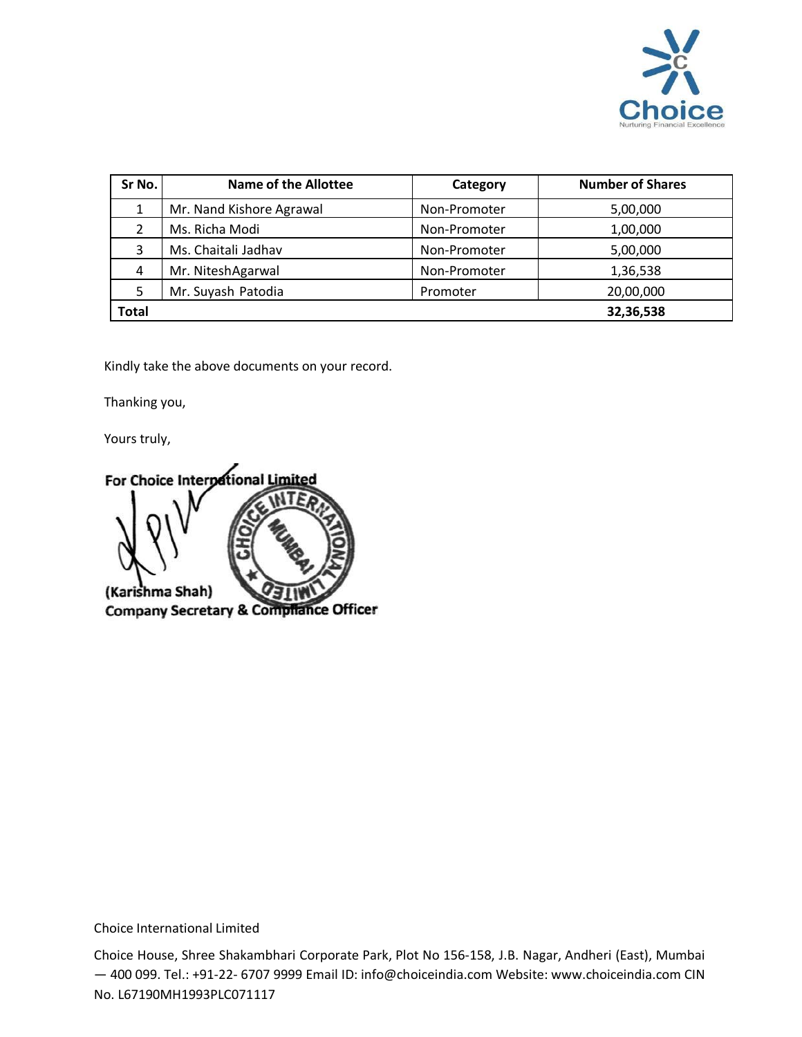| Sr No. | Name of the Allottee | Category | Number of Shares |
| --- | --- | --- | --- |
| 1 | Mr. Nand Kishore Agrawal | Non-Promoter | 5,00,000 |
| 2 | Ms. Richa Modi | Non-Promoter | 1,00,000 |
| 3 | Ms. Chaitali Jadhav | Non-Promoter | 5,00,000 |
| 4 | Mr. NiteshAgarwal | Non-Promoter | 1,36,538 |
| 5 | Mr. Suyash Patodia | Promoter | 20,00,000 |
| **Total** | | | **32,36,538** |

Kindly take the above documents on your record.

Thanking you,

Yours truly,

**For Choice International Limited**

**(Karishma Shah)**
**Company Secretary & Compliance Officer**

Choice International Limited

Choice House, Shree Shakambhari Corporate Park, Plot No 156-158, J.B. Nagar, Andheri (East), Mumbai — 400 099. Tel.: +91-22- 6707 9999 Email ID: info@choiceindia.com Website: www.choiceindia.com CIN No. L67190MH1993PLC071117